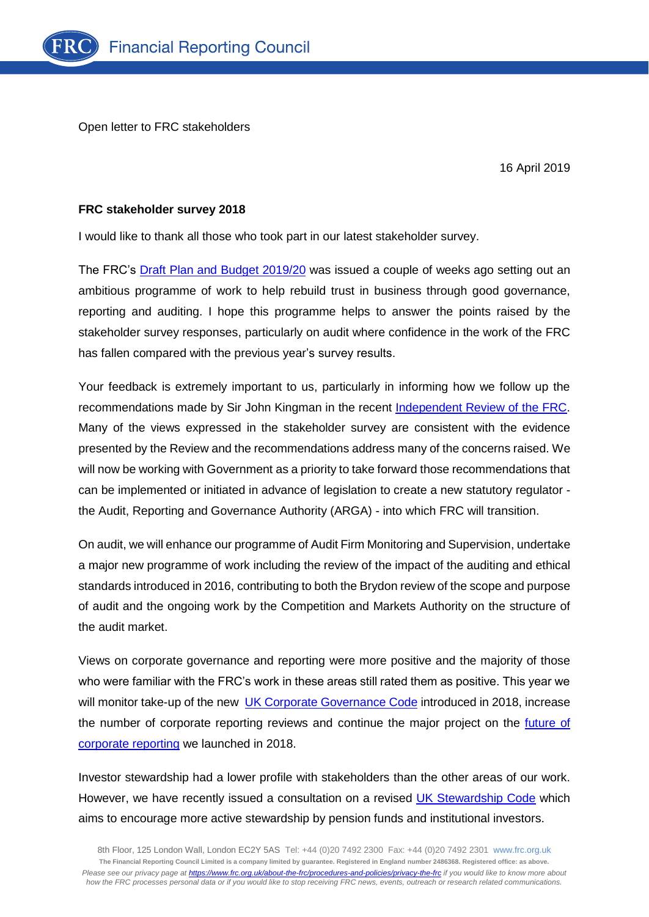Open letter to FRC stakeholders

16 April 2019

**FRC stakeholder survey 2018**

I would like to thank all those who took part in our latest stakeholder survey.

The FRC's Draft Plan and Budget 2019/20 was issued a couple of weeks ago setting out an ambitious programme of work to help rebuild trust in business through good governance, reporting and auditing. I hope this programme helps to answer the points raised by the stakeholder survey responses, particularly on audit where confidence in the work of the FRC has fallen compared with the previous year's survey results.

Your feedback is extremely important to us, particularly in informing how we follow up the recommendations made by Sir John Kingman in the recent Independent Review of the FRC. Many of the views expressed in the stakeholder survey are consistent with the evidence presented by the Review and the recommendations address many of the concerns raised. We will now be working with Government as a priority to take forward those recommendations that can be implemented or initiated in advance of legislation to create a new statutory regulator - the Audit, Reporting and Governance Authority (ARGA) - into which FRC will transition.

On audit, we will enhance our programme of Audit Firm Monitoring and Supervision, undertake a major new programme of work including the review of the impact of the auditing and ethical standards introduced in 2016, contributing to both the Brydon review of the scope and purpose of audit and the ongoing work by the Competition and Markets Authority on the structure of the audit market.

Views on corporate governance and reporting were more positive and the majority of those who were familiar with the FRC's work in these areas still rated them as positive. This year we will monitor take-up of the new UK Corporate Governance Code introduced in 2018, increase the number of corporate reporting reviews and continue the major project on the future of corporate reporting we launched in 2018.

Investor stewardship had a lower profile with stakeholders than the other areas of our work. However, we have recently issued a consultation on a revised UK Stewardship Code which aims to encourage more active stewardship by pension funds and institutional investors.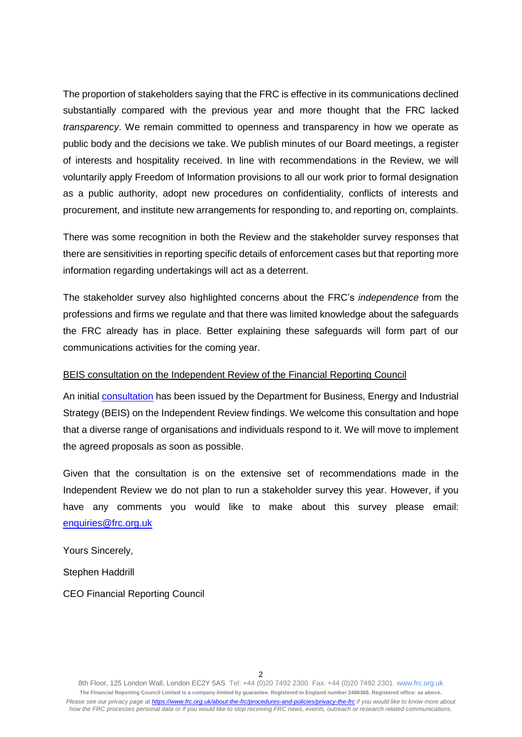The proportion of stakeholders saying that the FRC is effective in its communications declined substantially compared with the previous year and more thought that the FRC lacked *transparency*. We remain committed to openness and transparency in how we operate as public body and the decisions we take. We publish minutes of our Board meetings, a register of interests and hospitality received. In line with recommendations in the Review, we will voluntarily apply Freedom of Information provisions to all our work prior to formal designation as a public authority, adopt new procedures on confidentiality, conflicts of interests and procurement, and institute new arrangements for responding to, and reporting on, complaints.

There was some recognition in both the Review and the stakeholder survey responses that there are sensitivities in reporting specific details of enforcement cases but that reporting more information regarding undertakings will act as a deterrent.

The stakeholder survey also highlighted concerns about the FRC's *independence* from the professions and firms we regulate and that there was limited knowledge about the safeguards the FRC already has in place. Better explaining these safeguards will form part of our communications activities for the coming year.

BEIS consultation on the Independent Review of the Financial Reporting Council

An initial consultation has been issued by the Department for Business, Energy and Industrial Strategy (BEIS) on the Independent Review findings. We welcome this consultation and hope that a diverse range of organisations and individuals respond to it. We will move to implement the agreed proposals as soon as possible.

Given that the consultation is on the extensive set of recommendations made in the Independent Review we do not plan to run a stakeholder survey this year. However, if you have any comments you would like to make about this survey please email: enquiries@frc.org.uk

Yours Sincerely,

Stephen Haddrill

CEO Financial Reporting Council